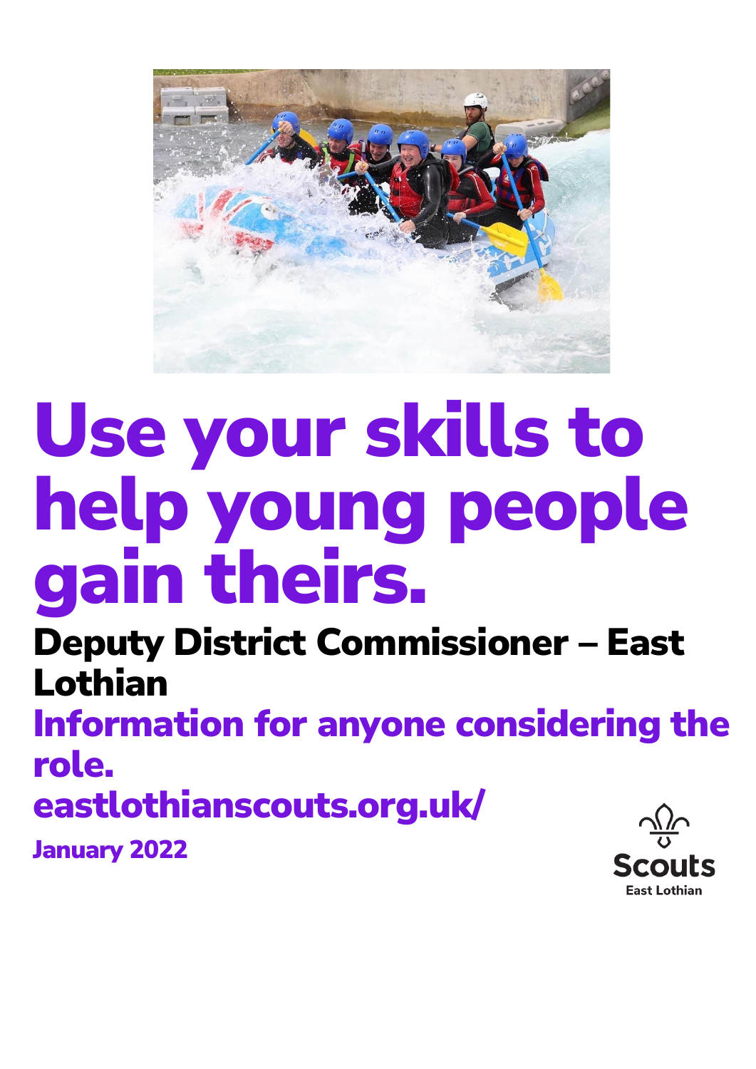# Use your skills to help young people gain theirs.

## Deputy District Commissioner – East Lothian

**Information for anyone considering the role.**

**eastlothianscouts.org.uk/**

**January 2022**

Scouts
East Lothian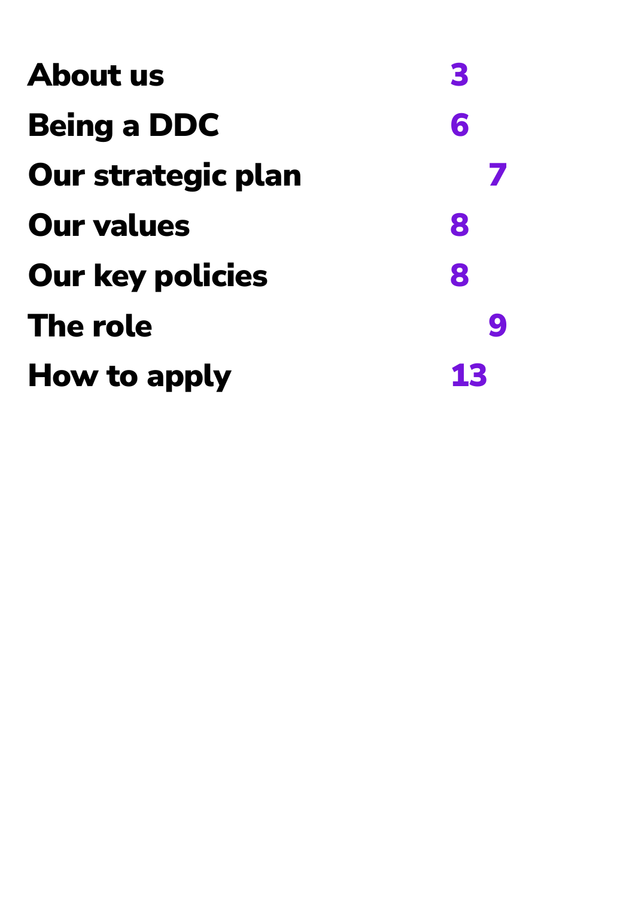| | |
|---|---|
| **About us** | **3** |
| **Being a DDC** | **6** |
| **Our strategic plan** | **7** |
| **Our values** | **8** |
| **Our key policies** | **8** |
| **The role** | **9** |
| **How to apply** | **13** |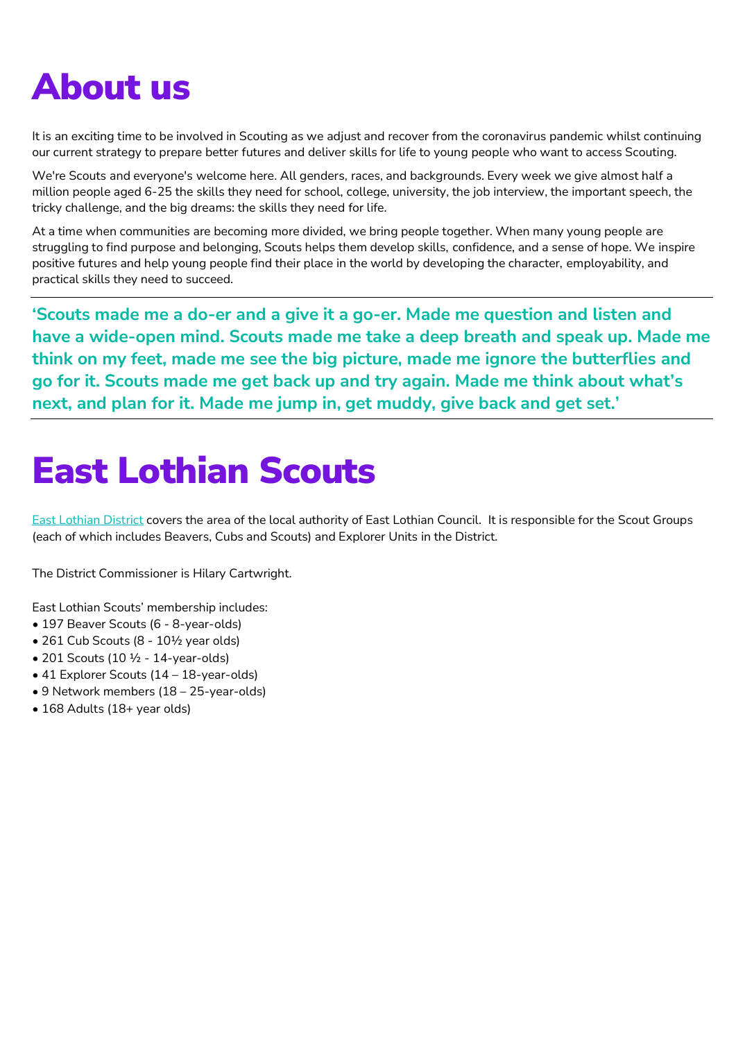# About us

It is an exciting time to be involved in Scouting as we adjust and recover from the coronavirus pandemic whilst continuing our current strategy to prepare better futures and deliver skills for life to young people who want to access Scouting.

We're Scouts and everyone's welcome here. All genders, races, and backgrounds. Every week we give almost half a million people aged 6-25 the skills they need for school, college, university, the job interview, the important speech, the tricky challenge, and the big dreams: the skills they need for life.

At a time when communities are becoming more divided, we bring people together. When many young people are struggling to find purpose and belonging, Scouts helps them develop skills, confidence, and a sense of hope. We inspire positive futures and help young people find their place in the world by developing the character, employability, and practical skills they need to succeed.

---

**'Scouts made me a do-er and a give it a go-er. Made me question and listen and have a wide-open mind. Scouts made me take a deep breath and speak up. Made me think on my feet, made me see the big picture, made me ignore the butterflies and go for it. Scouts made me get back up and try again. Made me think about what's next, and plan for it. Made me jump in, get muddy, give back and get set.'**

---

# East Lothian Scouts

East Lothian District covers the area of the local authority of East Lothian Council. It is responsible for the Scout Groups (each of which includes Beavers, Cubs and Scouts) and Explorer Units in the District.

The District Commissioner is Hilary Cartwright.

East Lothian Scouts' membership includes:

- 197 Beaver Scouts (6 - 8-year-olds)
- 261 Cub Scouts (8 - 10½ year olds)
- 201 Scouts (10 ½ - 14-year-olds)
- 41 Explorer Scouts (14 – 18-year-olds)
- 9 Network members (18 – 25-year-olds)
- 168 Adults (18+ year olds)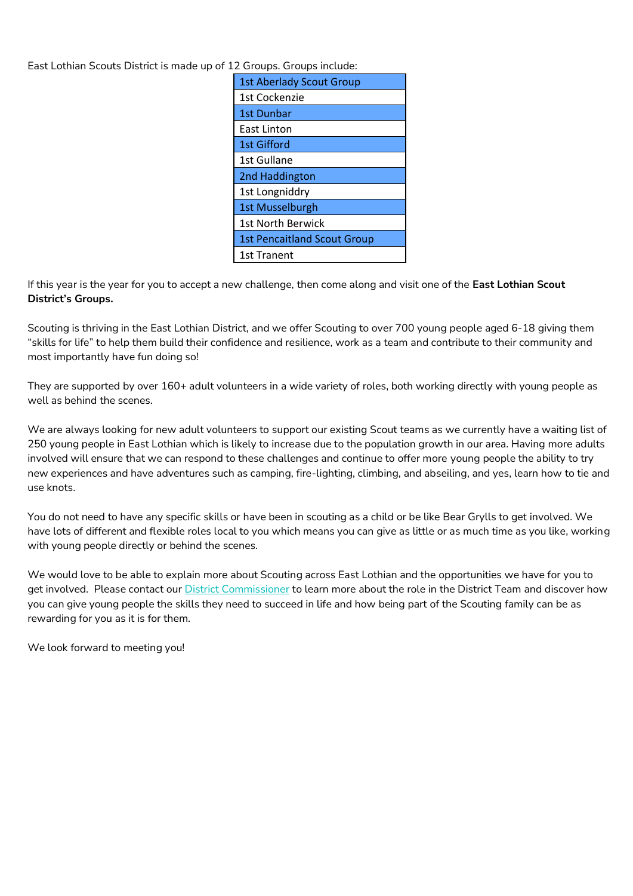East Lothian Scouts District is made up of 12 Groups. Groups include:

| 1st Aberlady Scout Group |
|---|
| 1st Cockenzie |
| 1st Dunbar |
| East Linton |
| 1st Gifford |
| 1st Gullane |
| 2nd Haddington |
| 1st Longniddry |
| 1st Musselburgh |
| 1st North Berwick |
| 1st Pencaitland Scout Group |
| 1st Tranent |

If this year is the year for you to accept a new challenge, then come along and visit one of the **East Lothian Scout District's Groups.**

Scouting is thriving in the East Lothian District, and we offer Scouting to over 700 young people aged 6-18 giving them "skills for life" to help them build their confidence and resilience, work as a team and contribute to their community and most importantly have fun doing so!

They are supported by over 160+ adult volunteers in a wide variety of roles, both working directly with young people as well as behind the scenes.

We are always looking for new adult volunteers to support our existing Scout teams as we currently have a waiting list of 250 young people in East Lothian which is likely to increase due to the population growth in our area. Having more adults involved will ensure that we can respond to these challenges and continue to offer more young people the ability to try new experiences and have adventures such as camping, fire-lighting, climbing, and abseiling, and yes, learn how to tie and use knots.

You do not need to have any specific skills or have been in scouting as a child or be like Bear Grylls to get involved. We have lots of different and flexible roles local to you which means you can give as little or as much time as you like, working with young people directly or behind the scenes.

We would love to be able to explain more about Scouting across East Lothian and the opportunities we have for you to get involved. Please contact our District Commissioner to learn more about the role in the District Team and discover how you can give young people the skills they need to succeed in life and how being part of the Scouting family can be as rewarding for you as it is for them.

We look forward to meeting you!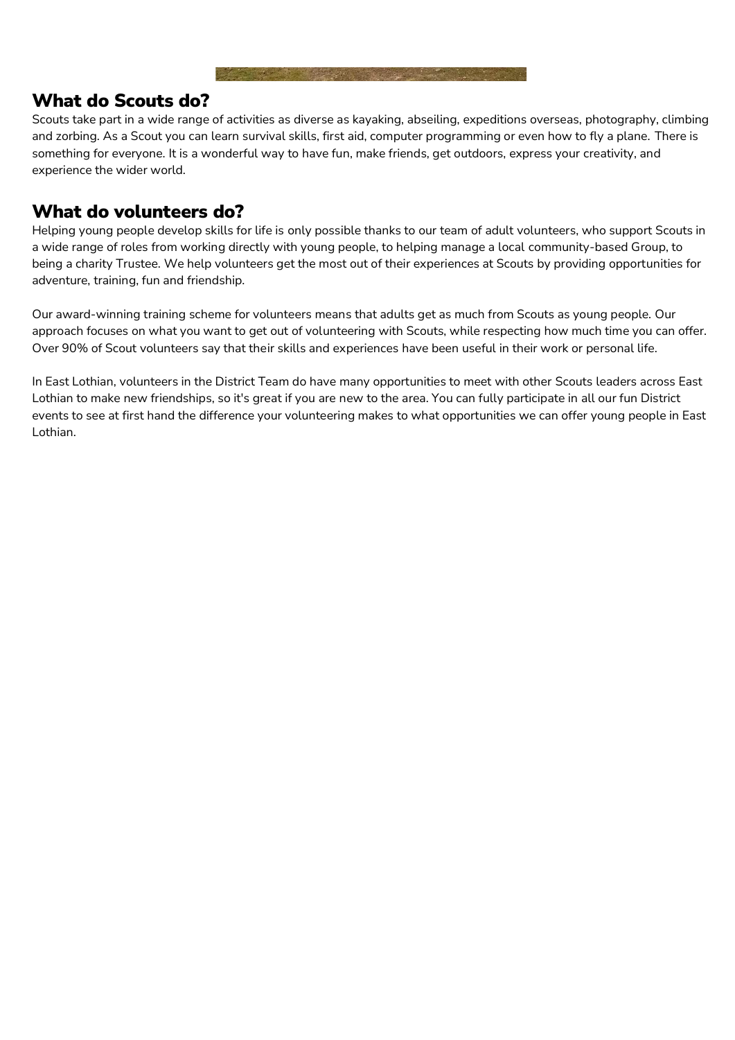## What do Scouts do?

Scouts take part in a wide range of activities as diverse as kayaking, abseiling, expeditions overseas, photography, climbing and zorbing. As a Scout you can learn survival skills, first aid, computer programming or even how to fly a plane. There is something for everyone. It is a wonderful way to have fun, make friends, get outdoors, express your creativity, and experience the wider world.

## What do volunteers do?

Helping young people develop skills for life is only possible thanks to our team of adult volunteers, who support Scouts in a wide range of roles from working directly with young people, to helping manage a local community-based Group, to being a charity Trustee. We help volunteers get the most out of their experiences at Scouts by providing opportunities for adventure, training, fun and friendship.

Our award-winning training scheme for volunteers means that adults get as much from Scouts as young people. Our approach focuses on what you want to get out of volunteering with Scouts, while respecting how much time you can offer. Over 90% of Scout volunteers say that their skills and experiences have been useful in their work or personal life.

In East Lothian, volunteers in the District Team do have many opportunities to meet with other Scouts leaders across East Lothian to make new friendships, so it's great if you are new to the area. You can fully participate in all our fun District events to see at first hand the difference your volunteering makes to what opportunities we can offer young people in East Lothian.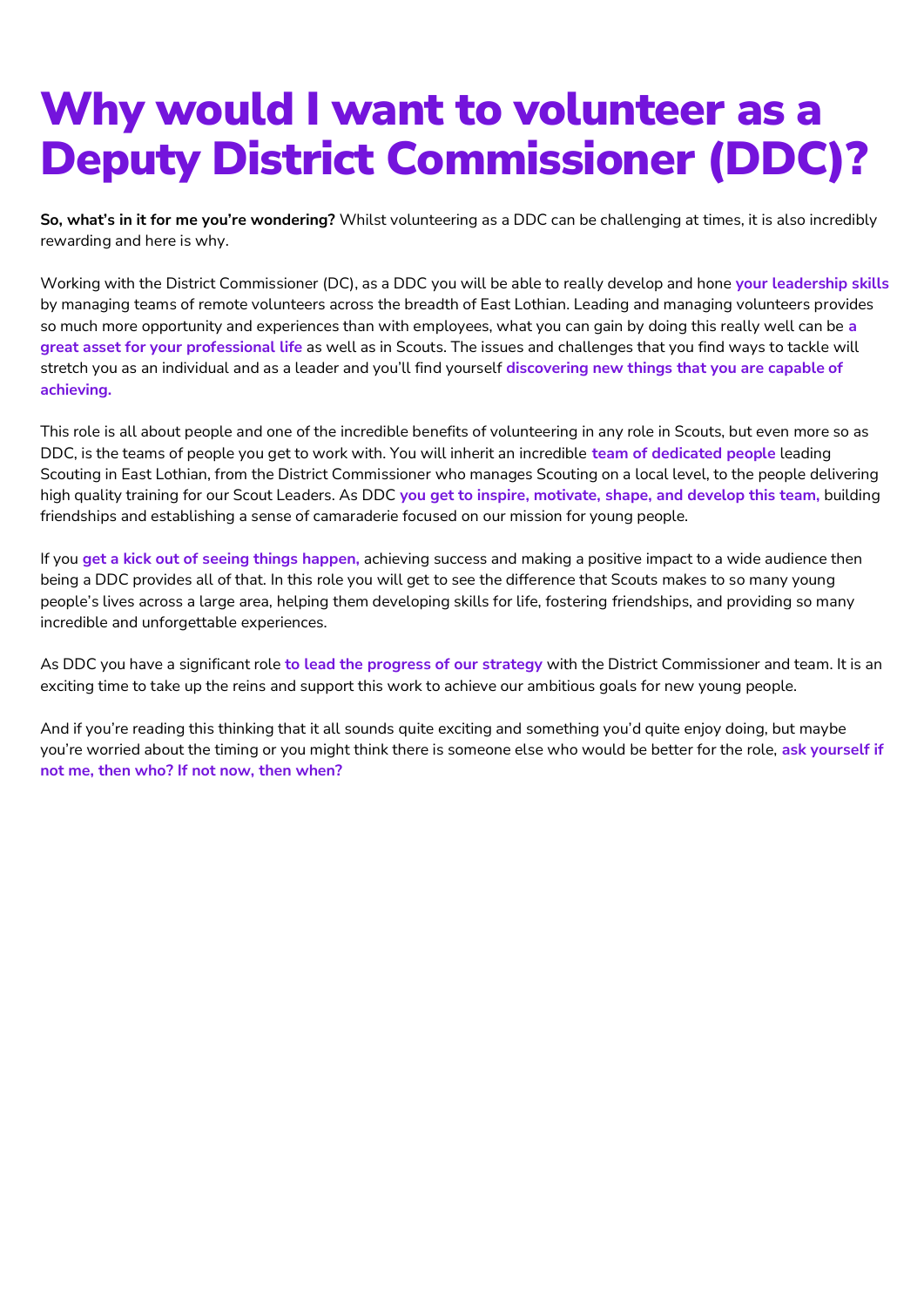# Why would I want to volunteer as a Deputy District Commissioner (DDC)?

**So, what's in it for me you're wondering?** Whilst volunteering as a DDC can be challenging at times, it is also incredibly rewarding and here is why.

Working with the District Commissioner (DC), as a DDC you will be able to really develop and hone **your leadership skills** by managing teams of remote volunteers across the breadth of East Lothian. Leading and managing volunteers provides so much more opportunity and experiences than with employees, what you can gain by doing this really well can be **a great asset for your professional life** as well as in Scouts. The issues and challenges that you find ways to tackle will stretch you as an individual and as a leader and you'll find yourself **discovering new things that you are capable of achieving.**

This role is all about people and one of the incredible benefits of volunteering in any role in Scouts, but even more so as DDC, is the teams of people you get to work with. You will inherit an incredible **team of dedicated people** leading Scouting in East Lothian, from the District Commissioner who manages Scouting on a local level, to the people delivering high quality training for our Scout Leaders. As DDC **you get to inspire, motivate, shape, and develop this team,** building friendships and establishing a sense of camaraderie focused on our mission for young people.

If you **get a kick out of seeing things happen,** achieving success and making a positive impact to a wide audience then being a DDC provides all of that. In this role you will get to see the difference that Scouts makes to so many young people's lives across a large area, helping them developing skills for life, fostering friendships, and providing so many incredible and unforgettable experiences.

As DDC you have a significant role **to lead the progress of our strategy** with the District Commissioner and team. It is an exciting time to take up the reins and support this work to achieve our ambitious goals for new young people.

And if you're reading this thinking that it all sounds quite exciting and something you'd quite enjoy doing, but maybe you're worried about the timing or you might think there is someone else who would be better for the role, **ask yourself if not me, then who? If not now, then when?**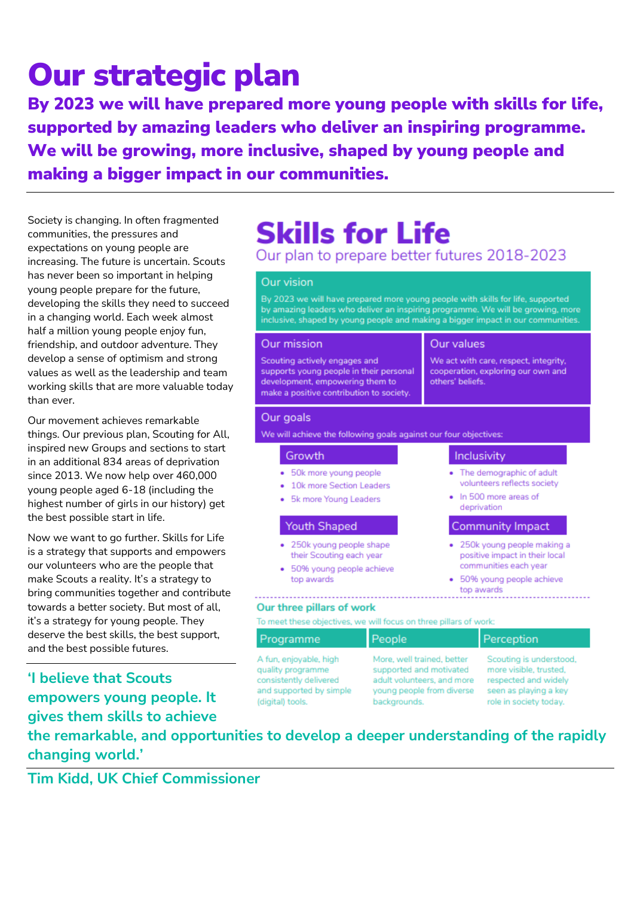# Our strategic plan

**By 2023 we will have prepared more young people with skills for life, supported by amazing leaders who deliver an inspiring programme. We will be growing, more inclusive, shaped by young people and making a bigger impact in our communities.**

Society is changing. In often fragmented communities, the pressures and expectations on young people are increasing. The future is uncertain. Scouts has never been so important in helping young people prepare for the future, developing the skills they need to succeed in a changing world. Each week almost half a million young people enjoy fun, friendship, and outdoor adventure. They develop a sense of optimism and strong values as well as the leadership and team working skills that are more valuable today than ever.

Our movement achieves remarkable things. Our previous plan, Scouting for All, inspired new Groups and sections to start in an additional 834 areas of deprivation since 2013. We now help over 460,000 young people aged 6-18 (including the highest number of girls in our history) get the best possible start in life.

Now we want to go further. Skills for Life is a strategy that supports and empowers our volunteers who are the people that make Scouts a reality. It's a strategy to bring communities together and contribute towards a better society. But most of all, it's a strategy for young people. They deserve the best skills, the best support, and the best possible futures.

## Skills for Life

### Our plan to prepare better futures 2018-2023

**Our vision**

By 2023 we will have prepared more young people with skills for life, supported by amazing leaders who deliver an inspiring programme. We will be growing, more inclusive, shaped by young people and making a bigger impact in our communities.

**Our mission**

Scouting actively engages and supports young people in their personal development, empowering them to make a positive contribution to society.

**Our values**

We act with care, respect, integrity, cooperation, exploring our own and others' beliefs.

**Our goals**

We will achieve the following goals against our four objectives:

**Growth**

- 50k more young people
- 10k more Section Leaders
- 5k more Young Leaders

**Inclusivity**

- The demographic of adult volunteers reflects society
- In 500 more areas of deprivation

**Youth Shaped**

- 250k young people shape their Scouting each year
- 50% young people achieve top awards

**Community Impact**

- 250k young people making a positive impact in their local communities each year
- 50% young people achieve top awards

**Our three pillars of work**

To meet these objectives, we will focus on three pillars of work:

| Programme | People | Perception |
| --- | --- | --- |
| A fun, enjoyable, high quality programme consistently delivered and supported by simple (digital) tools. | More, well trained, better supported and motivated adult volunteers, and more young people from diverse backgrounds. | Scouting is understood, more visible, trusted, respected and widely seen as playing a key role in society today. |

**'I believe that Scouts empowers young people. It gives them skills to achieve the remarkable, and opportunities to develop a deeper understanding of the rapidly changing world.'**

**Tim Kidd, UK Chief Commissioner**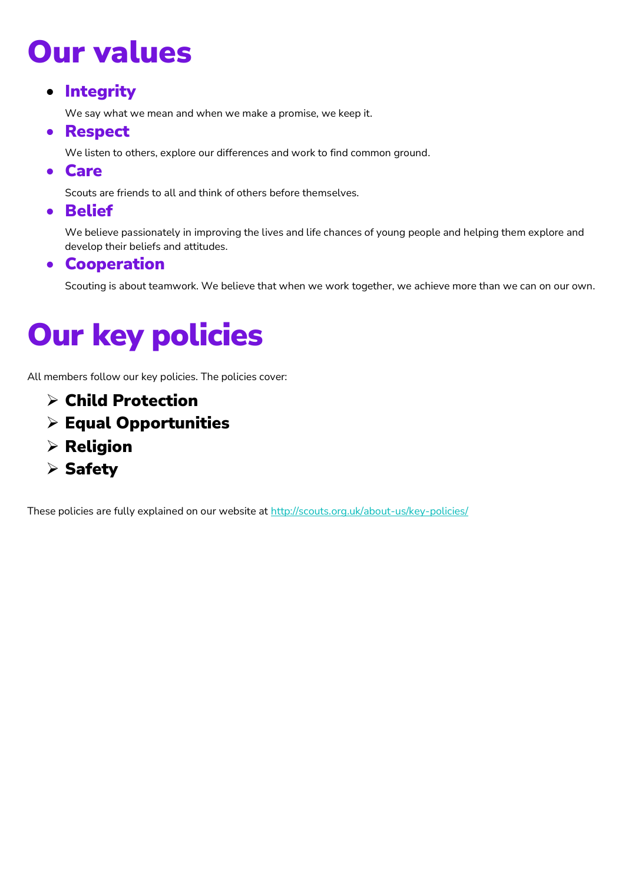# Our values

- **Integrity**

  We say what we mean and when we make a promise, we keep it.

- **Respect**

  We listen to others, explore our differences and work to find common ground.

- **Care**

  Scouts are friends to all and think of others before themselves.

- **Belief**

  We believe passionately in improving the lives and life chances of young people and helping them explore and develop their beliefs and attitudes.

- **Cooperation**

  Scouting is about teamwork. We believe that when we work together, we achieve more than we can on our own.

# Our key policies

All members follow our key policies. The policies cover:

- **Child Protection**
- **Equal Opportunities**
- **Religion**
- **Safety**

These policies are fully explained on our website at http://scouts.org.uk/about-us/key-policies/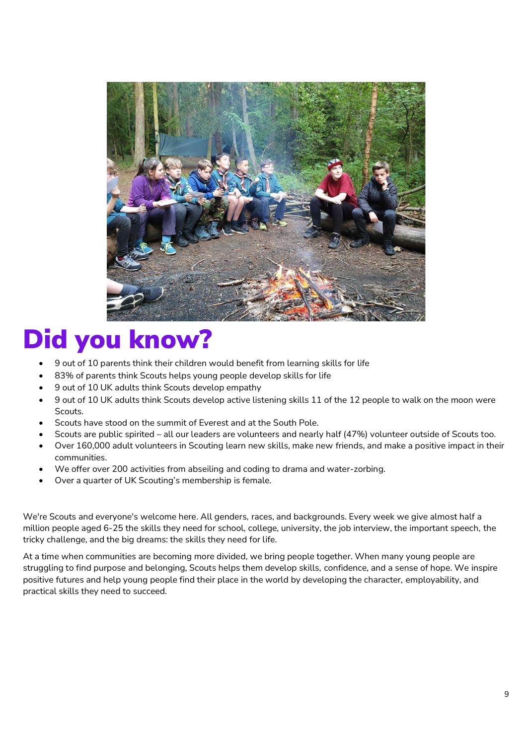# Did you know?

- 9 out of 10 parents think their children would benefit from learning skills for life
- 83% of parents think Scouts helps young people develop skills for life
- 9 out of 10 UK adults think Scouts develop empathy
- 9 out of 10 UK adults think Scouts develop active listening skills 11 of the 12 people to walk on the moon were Scouts.
- Scouts have stood on the summit of Everest and at the South Pole.
- Scouts are public spirited – all our leaders are volunteers and nearly half (47%) volunteer outside of Scouts too.
- Over 160,000 adult volunteers in Scouting learn new skills, make new friends, and make a positive impact in their communities.
- We offer over 200 activities from abseiling and coding to drama and water-zorbing.
- Over a quarter of UK Scouting's membership is female.

We're Scouts and everyone's welcome here. All genders, races, and backgrounds. Every week we give almost half a million people aged 6-25 the skills they need for school, college, university, the job interview, the important speech, the tricky challenge, and the big dreams: the skills they need for life.

At a time when communities are becoming more divided, we bring people together. When many young people are struggling to find purpose and belonging, Scouts helps them develop skills, confidence, and a sense of hope. We inspire positive futures and help young people find their place in the world by developing the character, employability, and practical skills they need to succeed.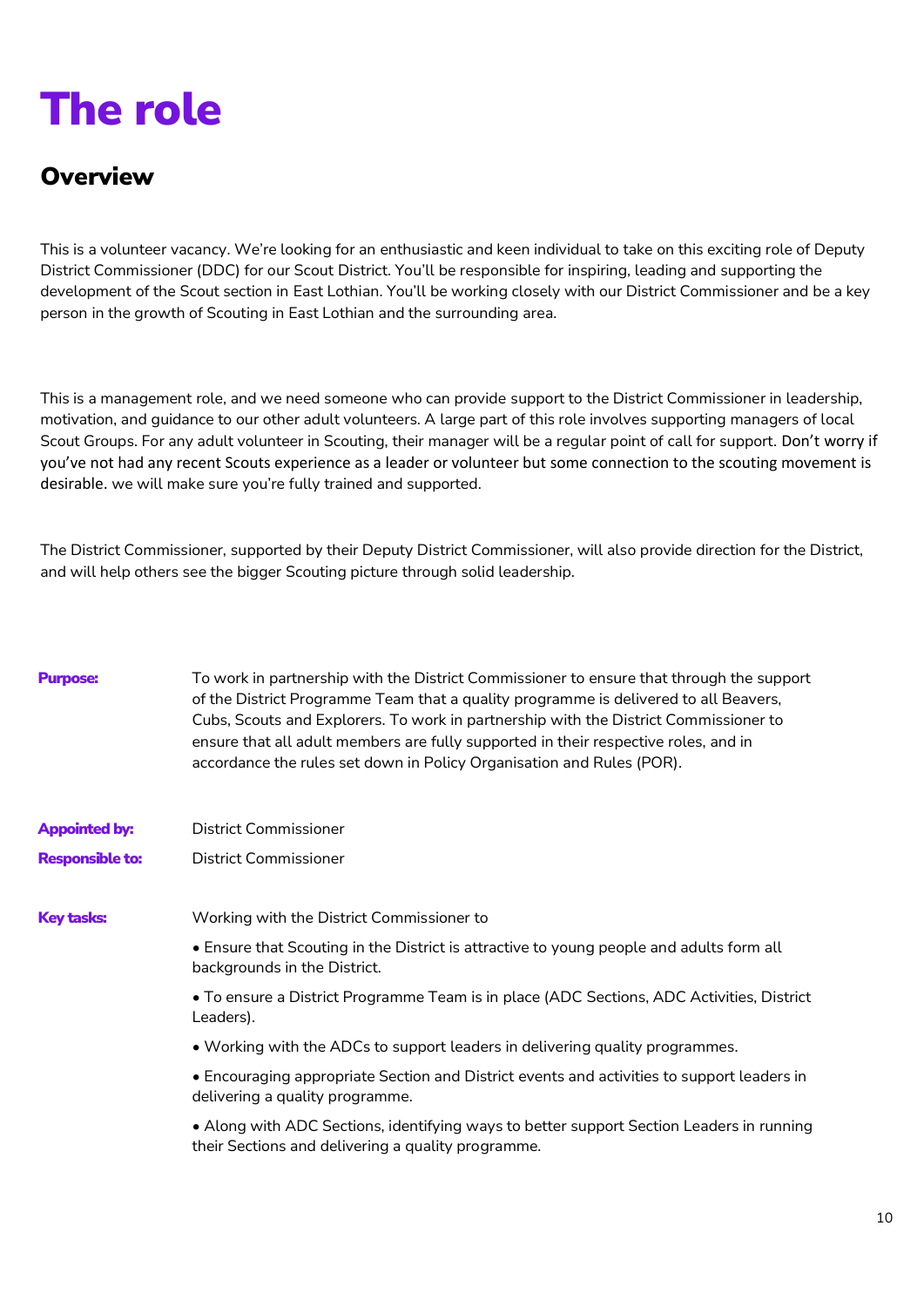# The role

## Overview

This is a volunteer vacancy. We're looking for an enthusiastic and keen individual to take on this exciting role of Deputy District Commissioner (DDC) for our Scout District. You'll be responsible for inspiring, leading and supporting the development of the Scout section in East Lothian. You'll be working closely with our District Commissioner and be a key person in the growth of Scouting in East Lothian and the surrounding area.

This is a management role, and we need someone who can provide support to the District Commissioner in leadership, motivation, and guidance to our other adult volunteers. A large part of this role involves supporting managers of local Scout Groups. For any adult volunteer in Scouting, their manager will be a regular point of call for support. Don't worry if you've not had any recent Scouts experience as a leader or volunteer but some connection to the scouting movement is desirable. we will make sure you're fully trained and supported.

The District Commissioner, supported by their Deputy District Commissioner, will also provide direction for the District, and will help others see the bigger Scouting picture through solid leadership.

**Purpose:** To work in partnership with the District Commissioner to ensure that through the support of the District Programme Team that a quality programme is delivered to all Beavers, Cubs, Scouts and Explorers. To work in partnership with the District Commissioner to ensure that all adult members are fully supported in their respective roles, and in accordance the rules set down in Policy Organisation and Rules (POR).

**Appointed by:** District Commissioner

**Responsible to:** District Commissioner

**Key tasks:** Working with the District Commissioner to

- Ensure that Scouting in the District is attractive to young people and adults form all backgrounds in the District.
- To ensure a District Programme Team is in place (ADC Sections, ADC Activities, District Leaders).
- Working with the ADCs to support leaders in delivering quality programmes.
- Encouraging appropriate Section and District events and activities to support leaders in delivering a quality programme.
- Along with ADC Sections, identifying ways to better support Section Leaders in running their Sections and delivering a quality programme.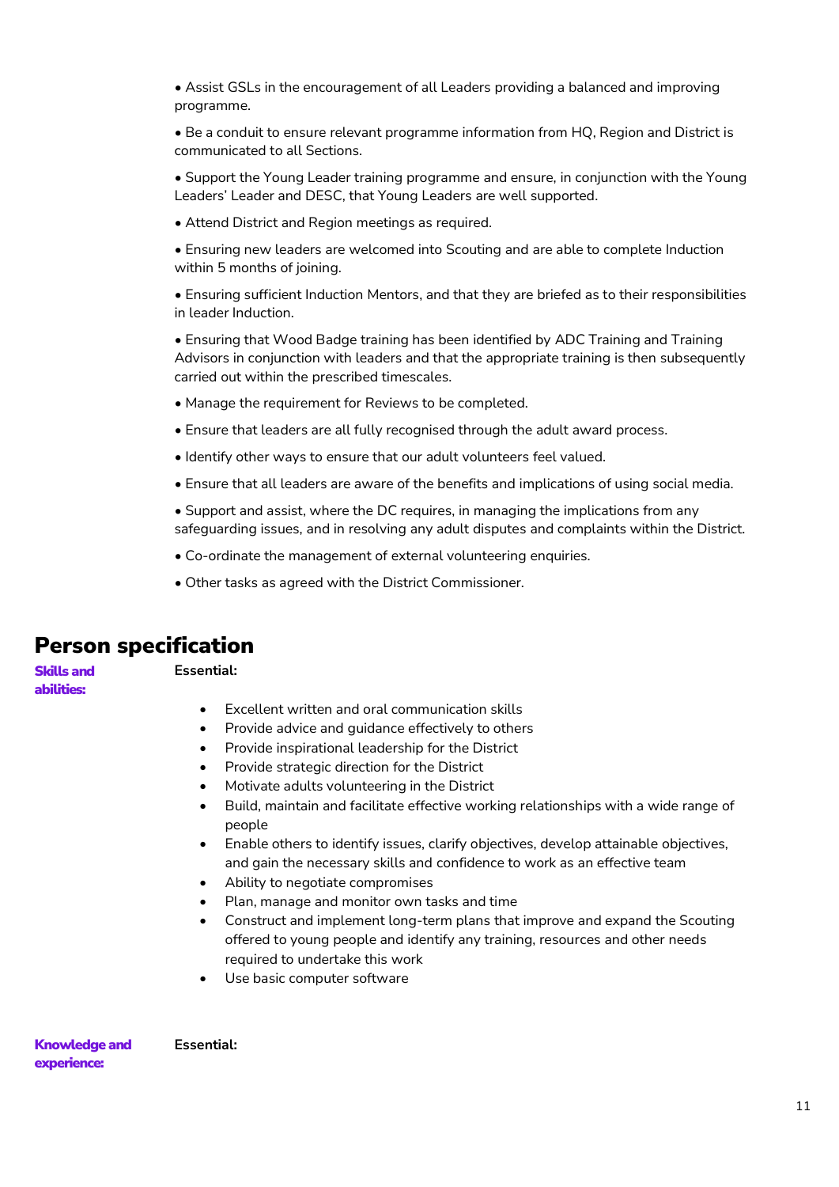- Assist GSLs in the encouragement of all Leaders providing a balanced and improving programme.
- Be a conduit to ensure relevant programme information from HQ, Region and District is communicated to all Sections.
- Support the Young Leader training programme and ensure, in conjunction with the Young Leaders' Leader and DESC, that Young Leaders are well supported.
- Attend District and Region meetings as required.
- Ensuring new leaders are welcomed into Scouting and are able to complete Induction within 5 months of joining.
- Ensuring sufficient Induction Mentors, and that they are briefed as to their responsibilities in leader Induction.
- Ensuring that Wood Badge training has been identified by ADC Training and Training Advisors in conjunction with leaders and that the appropriate training is then subsequently carried out within the prescribed timescales.
- Manage the requirement for Reviews to be completed.
- Ensure that leaders are all fully recognised through the adult award process.
- Identify other ways to ensure that our adult volunteers feel valued.
- Ensure that all leaders are aware of the benefits and implications of using social media.
- Support and assist, where the DC requires, in managing the implications from any safeguarding issues, and in resolving any adult disputes and complaints within the District.
- Co-ordinate the management of external volunteering enquiries.
- Other tasks as agreed with the District Commissioner.

## Person specification

**Skills and abilities:**

**Essential:**

- Excellent written and oral communication skills
- Provide advice and guidance effectively to others
- Provide inspirational leadership for the District
- Provide strategic direction for the District
- Motivate adults volunteering in the District
- Build, maintain and facilitate effective working relationships with a wide range of people
- Enable others to identify issues, clarify objectives, develop attainable objectives, and gain the necessary skills and confidence to work as an effective team
- Ability to negotiate compromises
- Plan, manage and monitor own tasks and time
- Construct and implement long-term plans that improve and expand the Scouting offered to young people and identify any training, resources and other needs required to undertake this work
- Use basic computer software

**Knowledge and experience:**

**Essential:**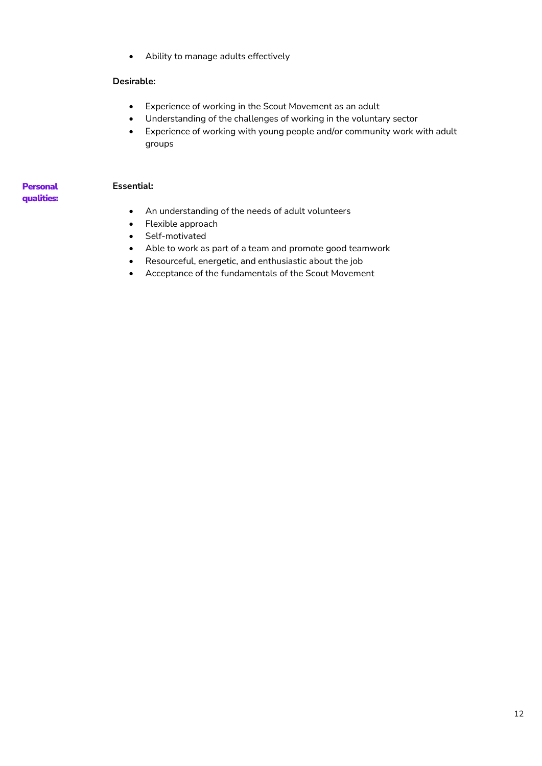- Ability to manage adults effectively

**Desirable:**

- Experience of working in the Scout Movement as an adult
- Understanding of the challenges of working in the voluntary sector
- Experience of working with young people and/or community work with adult groups

**Personal qualities:**

**Essential:**

- An understanding of the needs of adult volunteers
- Flexible approach
- Self-motivated
- Able to work as part of a team and promote good teamwork
- Resourceful, energetic, and enthusiastic about the job
- Acceptance of the fundamentals of the Scout Movement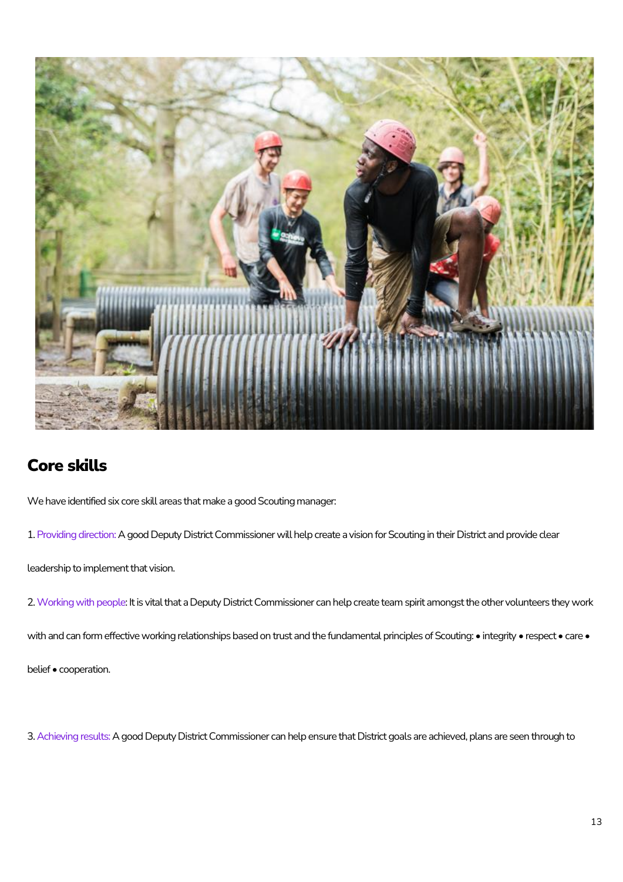## Core skills

We have identified six core skill areas that make a good Scouting manager:

1. Providing direction: A good Deputy District Commissioner will help create a vision for Scouting in their District and provide clear leadership to implement that vision.

2. Working with people: It is vital that a Deputy District Commissioner can help create team spirit amongst the other volunteers they work with and can form effective working relationships based on trust and the fundamental principles of Scouting: • integrity • respect • care • belief • cooperation.

3. Achieving results: A good Deputy District Commissioner can help ensure that District goals are achieved, plans are seen through to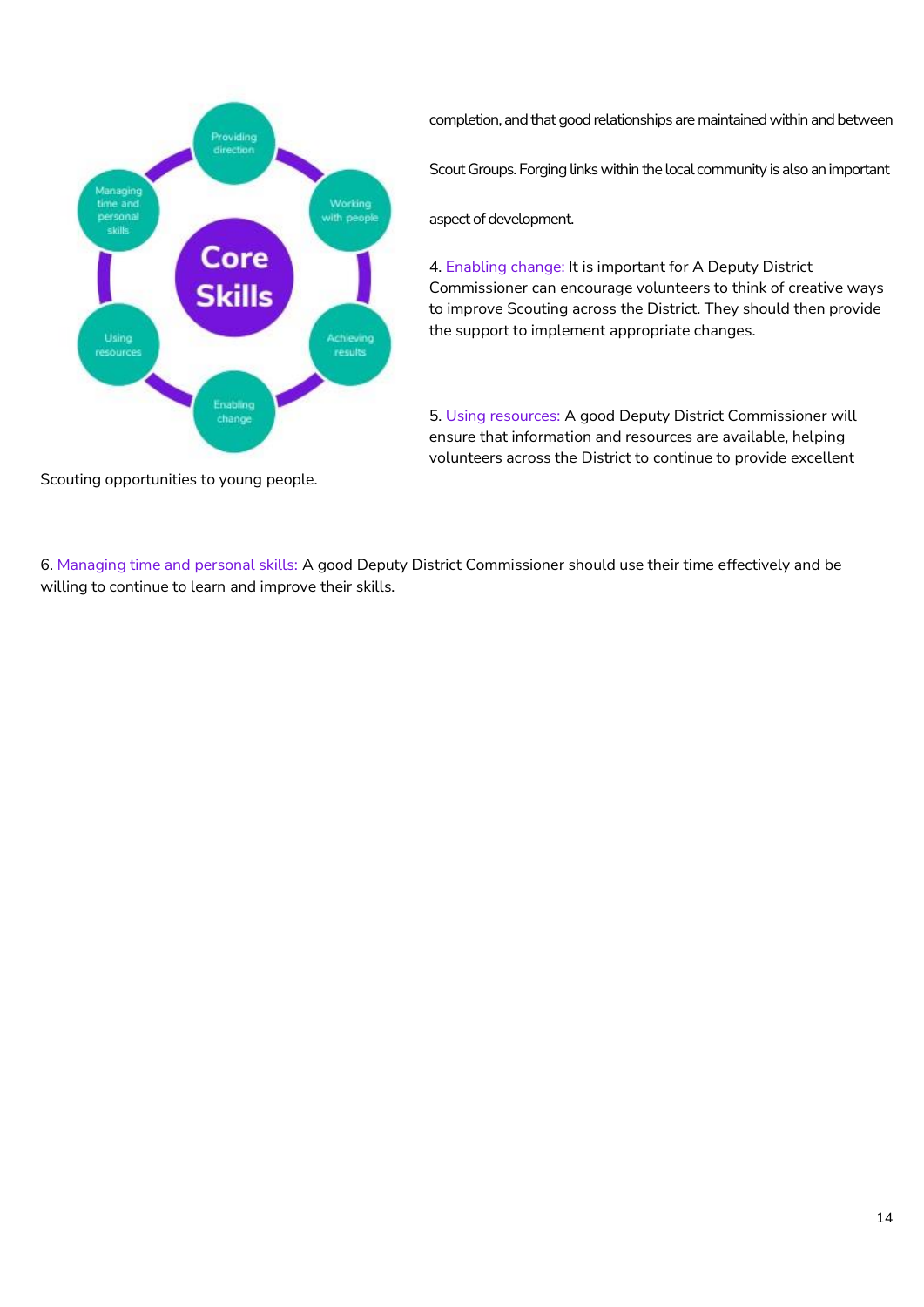completion, and that good relationships are maintained within and between Scout Groups. Forging links within the local community is also an important aspect of development.

4. Enabling change: It is important for A Deputy District Commissioner can encourage volunteers to think of creative ways to improve Scouting across the District. They should then provide the support to implement appropriate changes.

5. Using resources: A good Deputy District Commissioner will ensure that information and resources are available, helping volunteers across the District to continue to provide excellent Scouting opportunities to young people.

6. Managing time and personal skills: A good Deputy District Commissioner should use their time effectively and be willing to continue to learn and improve their skills.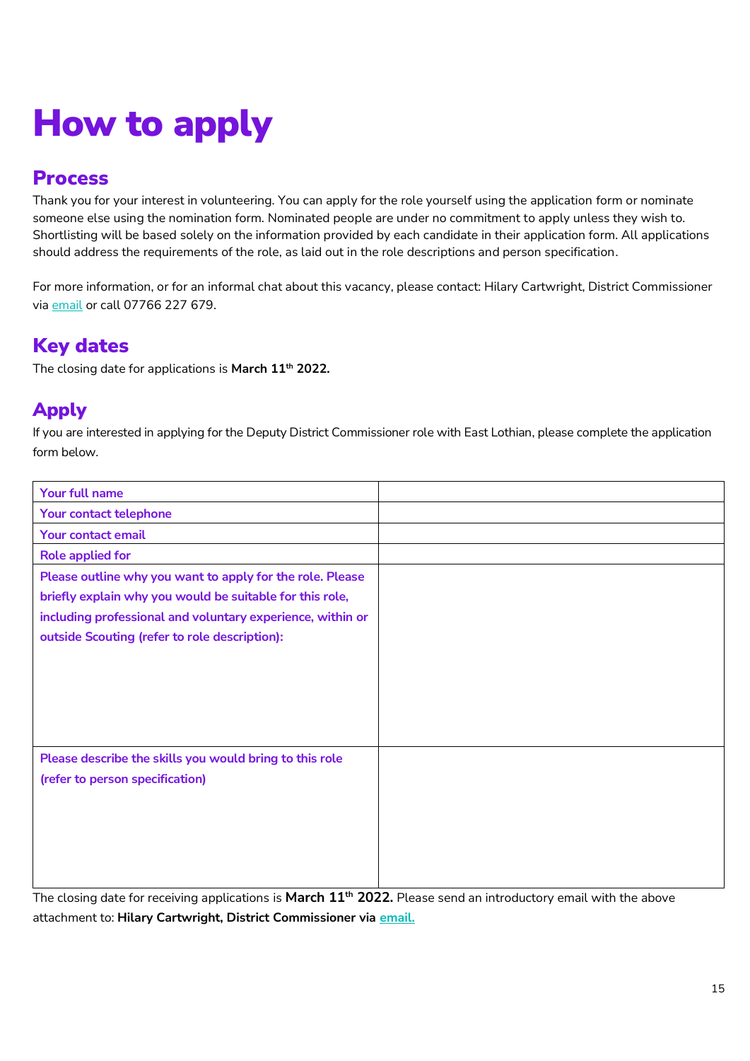# How to apply

## Process

Thank you for your interest in volunteering. You can apply for the role yourself using the application form or nominate someone else using the nomination form. Nominated people are under no commitment to apply unless they wish to. Shortlisting will be based solely on the information provided by each candidate in their application form. All applications should address the requirements of the role, as laid out in the role descriptions and person specification.

For more information, or for an informal chat about this vacancy, please contact: Hilary Cartwright, District Commissioner via email or call 07766 227 679.

## Key dates

The closing date for applications is **March 11th 2022.**

## Apply

If you are interested in applying for the Deputy District Commissioner role with East Lothian, please complete the application form below.

| | |
|---|---|
| Your full name | |
| Your contact telephone | |
| Your contact email | |
| Role applied for | |
| Please outline why you want to apply for the role. Please briefly explain why you would be suitable for this role, including professional and voluntary experience, within or outside Scouting (refer to role description): | |
| Please describe the skills you would bring to this role (refer to person specification) | |

The closing date for receiving applications is **March 11th 2022.** Please send an introductory email with the above attachment to: **Hilary Cartwright, District Commissioner via email.**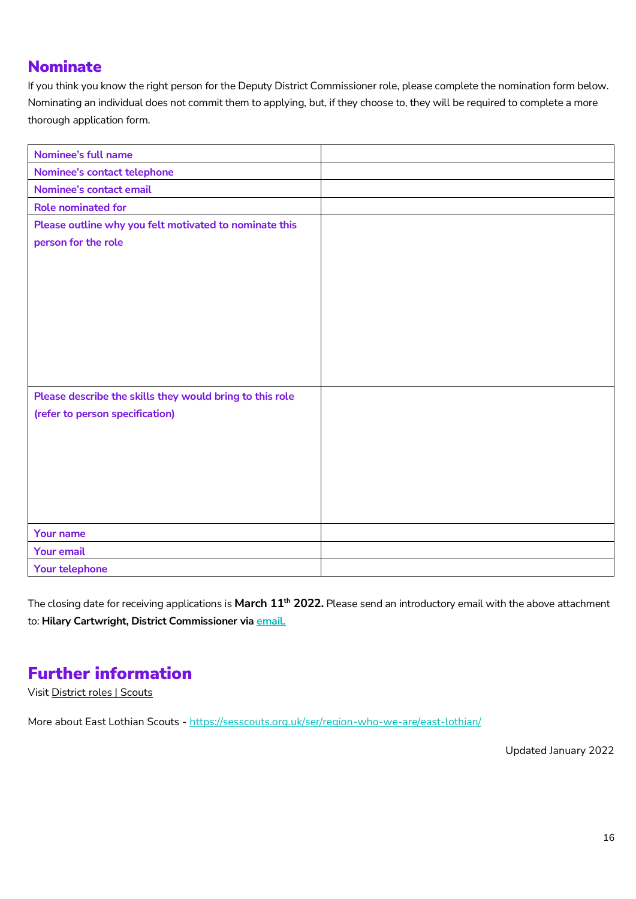## Nominate

If you think you know the right person for the Deputy District Commissioner role, please complete the nomination form below. Nominating an individual does not commit them to applying, but, if they choose to, they will be required to complete a more thorough application form.

| | |
|---|---|
| **Nominee's full name** | |
| **Nominee's contact telephone** | |
| **Nominee's contact email** | |
| **Role nominated for** | |
| **Please outline why you felt motivated to nominate this person for the role** | |
| **Please describe the skills they would bring to this role (refer to person specification)** | |
| **Your name** | |
| **Your email** | |
| **Your telephone** | |

The closing date for receiving applications is **March 11th 2022.** Please send an introductory email with the above attachment to: **Hilary Cartwright, District Commissioner via email.**

## Further information

Visit District roles | Scouts

More about East Lothian Scouts - https://sesscouts.org.uk/ser/region-who-we-are/east-lothian/

Updated January 2022